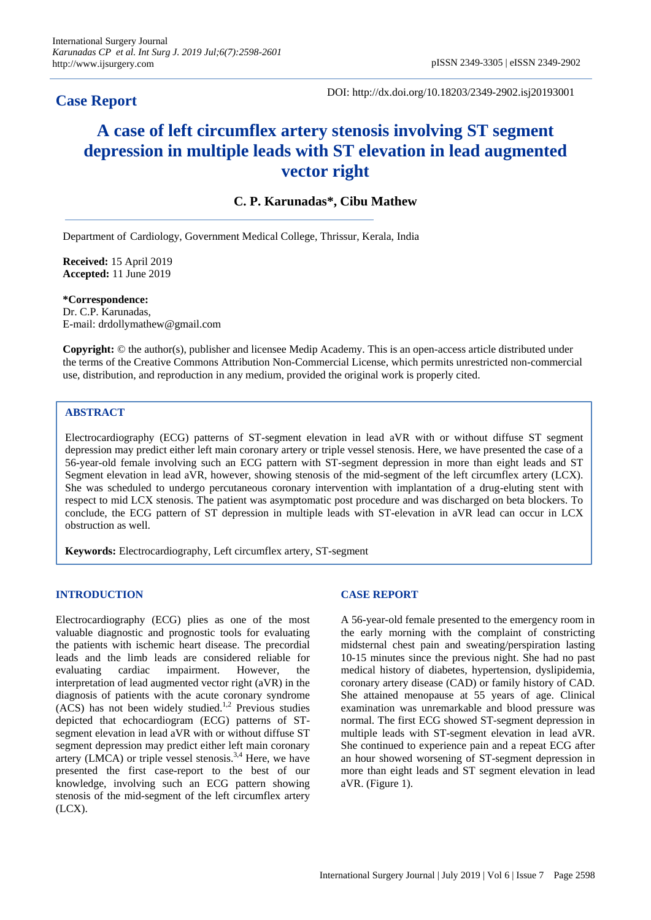## Case Report

DOI: http://dx.doi.org/10.18203/2349-2902.isj20193001

# A case of left circumflex artery stenosis involving ST segment depression in multiple leads with ST elevation in lead augmented vector right

**C. P. Karunadas\*, Cibu Mathew**

Department of Cardiology, Government Medical College, Thrissur, Kerala, India

**Received:** 15 April 2019
**Accepted:** 11 June 2019

**\*Correspondence:**
Dr. C.P. Karunadas,
E-mail: drdollymathew@gmail.com

**Copyright:** © the author(s), publisher and licensee Medip Academy. This is an open-access article distributed under the terms of the Creative Commons Attribution Non-Commercial License, which permits unrestricted non-commercial use, distribution, and reproduction in any medium, provided the original work is properly cited.

## ABSTRACT

Electrocardiography (ECG) patterns of ST-segment elevation in lead aVR with or without diffuse ST segment depression may predict either left main coronary artery or triple vessel stenosis. Here, we have presented the case of a 56-year-old female involving such an ECG pattern with ST-segment depression in more than eight leads and ST Segment elevation in lead aVR, however, showing stenosis of the mid-segment of the left circumflex artery (LCX). She was scheduled to undergo percutaneous coronary intervention with implantation of a drug-eluting stent with respect to mid LCX stenosis. The patient was asymptomatic post procedure and was discharged on beta blockers. To conclude, the ECG pattern of ST depression in multiple leads with ST-elevation in aVR lead can occur in LCX obstruction as well.

**Keywords:** Electrocardiography, Left circumflex artery, ST-segment

## INTRODUCTION

Electrocardiography (ECG) plies as one of the most valuable diagnostic and prognostic tools for evaluating the patients with ischemic heart disease. The precordial leads and the limb leads are considered reliable for evaluating cardiac impairment. However, the interpretation of lead augmented vector right (aVR) in the diagnosis of patients with the acute coronary syndrome (ACS) has not been widely studied.[1,2] Previous studies depicted that echocardiogram (ECG) patterns of ST-segment elevation in lead aVR with or without diffuse ST segment depression may predict either left main coronary artery (LMCA) or triple vessel stenosis.[3,4] Here, we have presented the first case-report to the best of our knowledge, involving such an ECG pattern showing stenosis of the mid-segment of the left circumflex artery (LCX).

## CASE REPORT

A 56-year-old female presented to the emergency room in the early morning with the complaint of constricting midsternal chest pain and sweating/perspiration lasting 10-15 minutes since the previous night. She had no past medical history of diabetes, hypertension, dyslipidemia, coronary artery disease (CAD) or family history of CAD. She attained menopause at 55 years of age. Clinical examination was unremarkable and blood pressure was normal. The first ECG showed ST-segment depression in multiple leads with ST-segment elevation in lead aVR. She continued to experience pain and a repeat ECG after an hour showed worsening of ST-segment depression in more than eight leads and ST segment elevation in lead aVR. (Figure 1).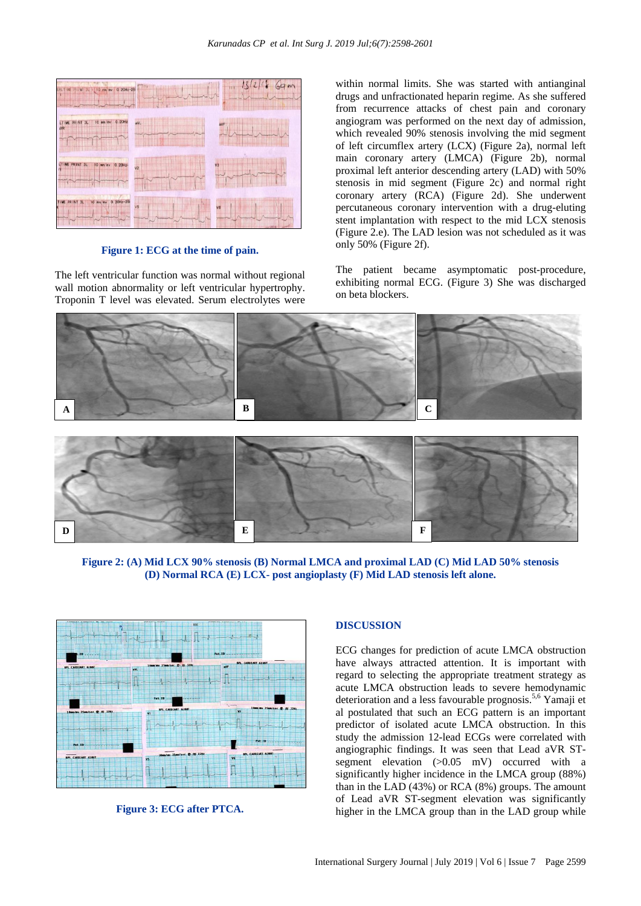**Figure 1: ECG at the time of pain.**

The left ventricular function was normal without regional wall motion abnormality or left ventricular hypertrophy. Troponin T level was elevated. Serum electrolytes were within normal limits. She was started with antianginal drugs and unfractionated heparin regime. As she suffered from recurrence attacks of chest pain and coronary angiogram was performed on the next day of admission, which revealed 90% stenosis involving the mid segment of left circumflex artery (LCX) (Figure 2a), normal left main coronary artery (LMCA) (Figure 2b), normal proximal left anterior descending artery (LAD) with 50% stenosis in mid segment (Figure 2c) and normal right coronary artery (RCA) (Figure 2d). She underwent percutaneous coronary intervention with a drug-eluting stent implantation with respect to the mid LCX stenosis (Figure 2.e). The LAD lesion was not scheduled as it was only 50% (Figure 2f).

The patient became asymptomatic post-procedure, exhibiting normal ECG. (Figure 3) She was discharged on beta blockers.

**Figure 2: (A) Mid LCX 90% stenosis (B) Normal LMCA and proximal LAD (C) Mid LAD 50% stenosis (D) Normal RCA (E) LCX- post angioplasty (F) Mid LAD stenosis left alone.**

**Figure 3: ECG after PTCA.**

## DISCUSSION

ECG changes for prediction of acute LMCA obstruction have always attracted attention. It is important with regard to selecting the appropriate treatment strategy as acute LMCA obstruction leads to severe hemodynamic deterioration and a less favourable prognosis.[5,6] Yamaji et al postulated that such an ECG pattern is an important predictor of isolated acute LMCA obstruction. In this study the admission 12-lead ECGs were correlated with angiographic findings. It was seen that Lead aVR ST-segment elevation (>0.05 mV) occurred with a significantly higher incidence in the LMCA group (88%) than in the LAD (43%) or RCA (8%) groups. The amount of Lead aVR ST-segment elevation was significantly higher in the LMCA group than in the LAD group while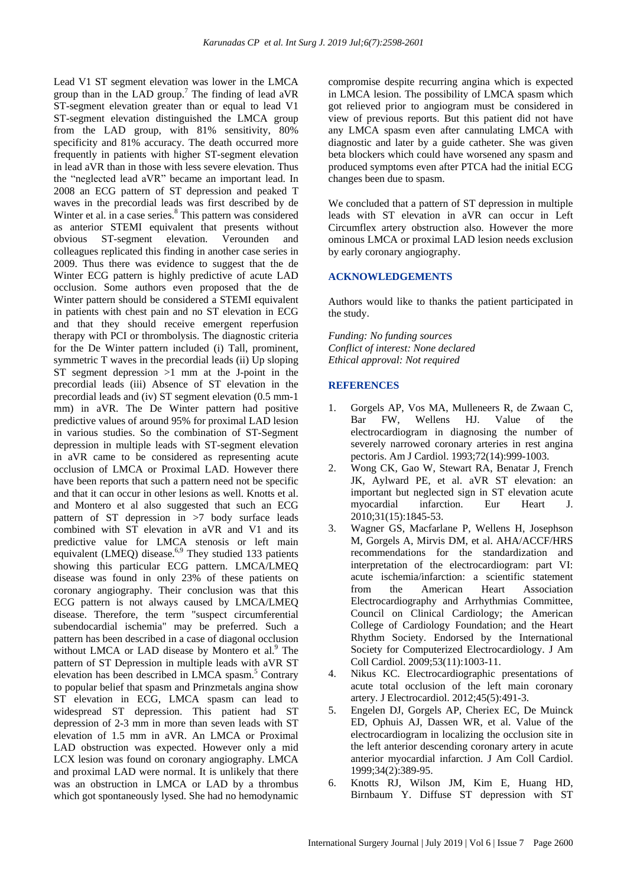Lead V1 ST segment elevation was lower in the LMCA group than in the LAD group.[7] The finding of lead aVR ST-segment elevation greater than or equal to lead V1 ST-segment elevation distinguished the LMCA group from the LAD group, with 81% sensitivity, 80% specificity and 81% accuracy. The death occurred more frequently in patients with higher ST-segment elevation in lead aVR than in those with less severe elevation. Thus the "neglected lead aVR" became an important lead. In 2008 an ECG pattern of ST depression and peaked T waves in the precordial leads was first described by de Winter et al. in a case series.[8] This pattern was considered as anterior STEMI equivalent that presents without obvious ST-segment elevation. Verounden and colleagues replicated this finding in another case series in 2009. Thus there was evidence to suggest that the de Winter ECG pattern is highly predictive of acute LAD occlusion. Some authors even proposed that the de Winter pattern should be considered a STEMI equivalent in patients with chest pain and no ST elevation in ECG and that they should receive emergent reperfusion therapy with PCI or thrombolysis. The diagnostic criteria for the De Winter pattern included (i) Tall, prominent, symmetric T waves in the precordial leads (ii) Up sloping ST segment depression >1 mm at the J-point in the precordial leads (iii) Absence of ST elevation in the precordial leads and (iv) ST segment elevation (0.5 mm-1 mm) in aVR. The De Winter pattern had positive predictive values of around 95% for proximal LAD lesion in various studies. So the combination of ST-Segment depression in multiple leads with ST-segment elevation in aVR came to be considered as representing acute occlusion of LMCA or Proximal LAD. However there have been reports that such a pattern need not be specific and that it can occur in other lesions as well. Knotts et al. and Montero et al also suggested that such an ECG pattern of ST depression in >7 body surface leads combined with ST elevation in aVR and V1 and its predictive value for LMCA stenosis or left main equivalent (LMEQ) disease.[6,9] They studied 133 patients showing this particular ECG pattern. LMCA/LMEQ disease was found in only 23% of these patients on coronary angiography. Their conclusion was that this ECG pattern is not always caused by LMCA/LMEQ disease. Therefore, the term "suspect circumferential subendocardial ischemia" may be preferred. Such a pattern has been described in a case of diagonal occlusion without LMCA or LAD disease by Montero et al.[9] The pattern of ST Depression in multiple leads with aVR ST elevation has been described in LMCA spasm.[5] Contrary to popular belief that spasm and Prinzmetals angina show ST elevation in ECG, LMCA spasm can lead to widespread ST depression. This patient had ST depression of 2-3 mm in more than seven leads with ST elevation of 1.5 mm in aVR. An LMCA or Proximal LAD obstruction was expected. However only a mid LCX lesion was found on coronary angiography. LMCA and proximal LAD were normal. It is unlikely that there was an obstruction in LMCA or LAD by a thrombus which got spontaneously lysed. She had no hemodynamic compromise despite recurring angina which is expected in LMCA lesion. The possibility of LMCA spasm which got relieved prior to angiogram must be considered in view of previous reports. But this patient did not have any LMCA spasm even after cannulating LMCA with diagnostic and later by a guide catheter. She was given beta blockers which could have worsened any spasm and produced symptoms even after PTCA had the initial ECG changes been due to spasm.

We concluded that a pattern of ST depression in multiple leads with ST elevation in aVR can occur in Left Circumflex artery obstruction also. However the more ominous LMCA or proximal LAD lesion needs exclusion by early coronary angiography.

## ACKNOWLEDGEMENTS

Authors would like to thanks the patient participated in the study.

*Funding: No funding sources*
*Conflict of interest: None declared*
*Ethical approval: Not required*

## REFERENCES

1. Gorgels AP, Vos MA, Mulleneers R, de Zwaan C, Bar FW, Wellens HJ. Value of the electrocardiogram in diagnosing the number of severely narrowed coronary arteries in rest angina pectoris. Am J Cardiol. 1993;72(14):999-1003.
2. Wong CK, Gao W, Stewart RA, Benatar J, French JK, Aylward PE, et al. aVR ST elevation: an important but neglected sign in ST elevation acute myocardial infarction. Eur Heart J. 2010;31(15):1845-53.
3. Wagner GS, Macfarlane P, Wellens H, Josephson M, Gorgels A, Mirvis DM, et al. AHA/ACCF/HRS recommendations for the standardization and interpretation of the electrocardiogram: part VI: acute ischemia/infarction: a scientific statement from the American Heart Association Electrocardiography and Arrhythmias Committee, Council on Clinical Cardiology; the American College of Cardiology Foundation; and the Heart Rhythm Society. Endorsed by the International Society for Computerized Electrocardiology. J Am Coll Cardiol. 2009;53(11):1003-11.
4. Nikus KC. Electrocardiographic presentations of acute total occlusion of the left main coronary artery. J Electrocardiol. 2012;45(5):491-3.
5. Engelen DJ, Gorgels AP, Cheriex EC, De Muinck ED, Ophuis AJ, Dassen WR, et al. Value of the electrocardiogram in localizing the occlusion site in the left anterior descending coronary artery in acute anterior myocardial infarction. J Am Coll Cardiol. 1999;34(2):389-95.
6. Knotts RJ, Wilson JM, Kim E, Huang HD, Birnbaum Y. Diffuse ST depression with ST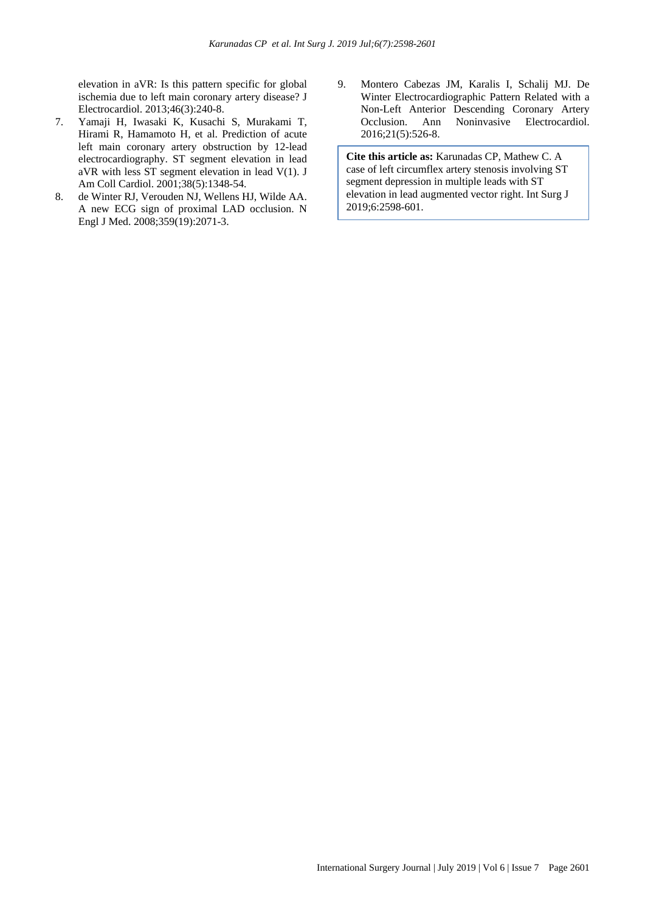elevation in aVR: Is this pattern specific for global ischemia due to left main coronary artery disease? J Electrocardiol. 2013;46(3):240-8.

7. Yamaji H, Iwasaki K, Kusachi S, Murakami T, Hirami R, Hamamoto H, et al. Prediction of acute left main coronary artery obstruction by 12-lead electrocardiography. ST segment elevation in lead aVR with less ST segment elevation in lead V(1). J Am Coll Cardiol. 2001;38(5):1348-54.
8. de Winter RJ, Verouden NJ, Wellens HJ, Wilde AA. A new ECG sign of proximal LAD occlusion. N Engl J Med. 2008;359(19):2071-3.
9. Montero Cabezas JM, Karalis I, Schalij MJ. De Winter Electrocardiographic Pattern Related with a Non-Left Anterior Descending Coronary Artery Occlusion. Ann Noninvasive Electrocardiol. 2016;21(5):526-8.

**Cite this article as:** Karunadas CP, Mathew C. A case of left circumflex artery stenosis involving ST segment depression in multiple leads with ST elevation in lead augmented vector right. Int Surg J 2019;6:2598-601.